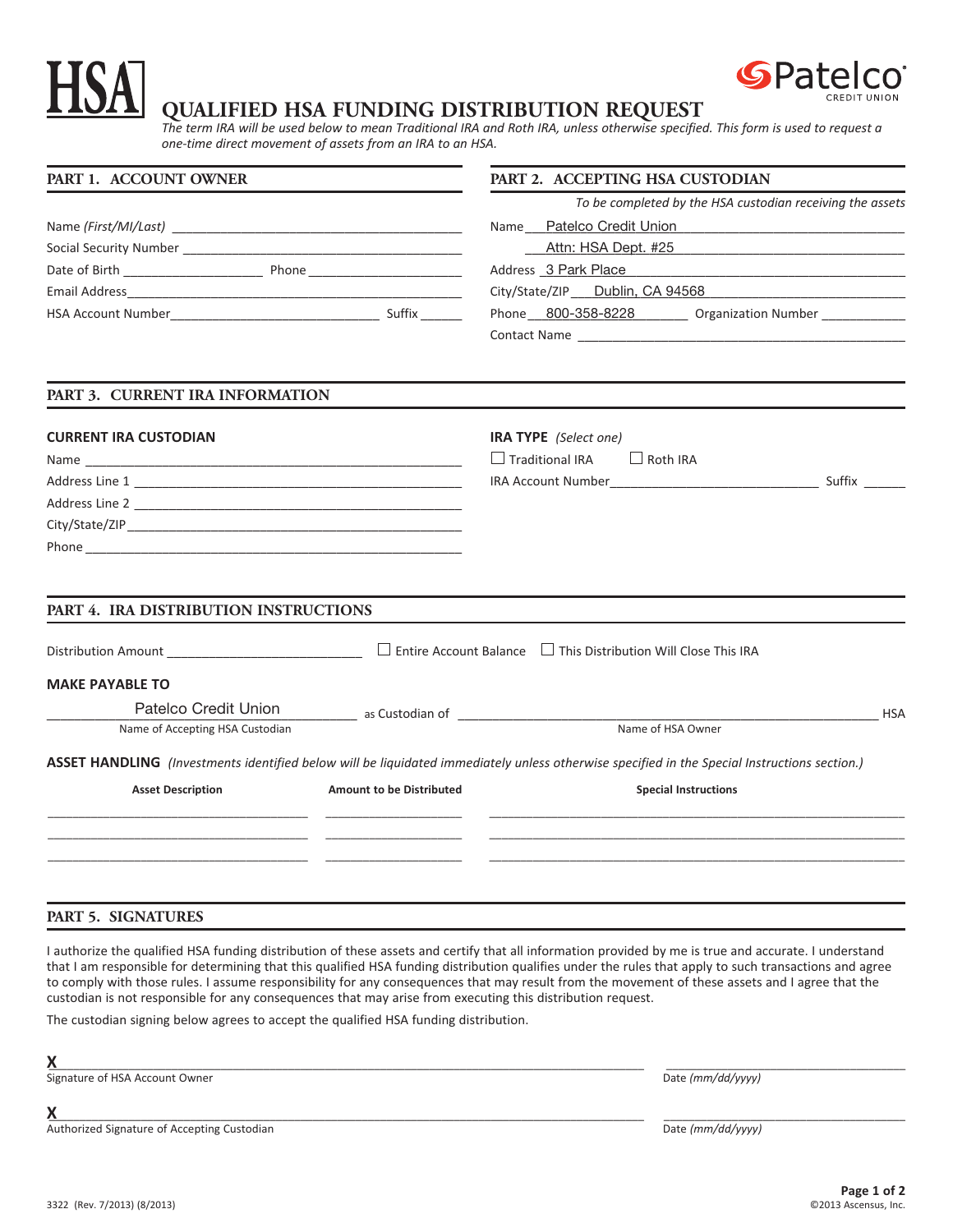HSA

Patelco CREDIT UNION

# QUALIFIED HSA FUNDING DISTRIBUTION REQUEST

*The term IRA will be used below to mean Traditional IRA and Roth IRA, unless otherwise specified. This form is used to request a one-time direct movement of assets from an IRA to an HSA.*

## PART 1. ACCOUNT OWNER

Name *(First/MI/Last)* ____________________

Social Security Number ____________________

Date of Birth ____________ Phone ____________

Email Address ____________________

HSA Account Number ____________________ Suffix ______

## PART 2. ACCEPTING HSA CUSTODIAN

*To be completed by the HSA custodian receiving the assets*

Name Patelco Credit Union

Attn: HSA Dept. #25

Address 3 Park Place

City/State/ZIP Dublin, CA 94568

Phone 800-358-8228 Organization Number ____________

Contact Name ____________________

## PART 3. CURRENT IRA INFORMATION

**CURRENT IRA CUSTODIAN**

Name ____________________

Address Line 1 ____________________

Address Line 2 ____________________

City/State/ZIP ____________________

Phone ____________________

**IRA TYPE** *(Select one)*

☐ Traditional IRA ☐ Roth IRA

IRA Account Number ____________________ Suffix ______

## PART 4. IRA DISTRIBUTION INSTRUCTIONS

Distribution Amount ____________________ ☐ Entire Account Balance ☐ This Distribution Will Close This IRA

**MAKE PAYABLE TO**

Patelco Credit Union as Custodian of ____________________ HSA

Name of Accepting HSA Custodian — Name of HSA Owner

**ASSET HANDLING** *(Investments identified below will be liquidated immediately unless otherwise specified in the Special Instructions section.)*

| Asset Description | Amount to be Distributed | Special Instructions |
|---|---|---|
| | | |
| | | |
| | | |

## PART 5. SIGNATURES

I authorize the qualified HSA funding distribution of these assets and certify that all information provided by me is true and accurate. I understand that I am responsible for determining that this qualified HSA funding distribution qualifies under the rules that apply to such transactions and agree to comply with those rules. I assume responsibility for any consequences that may result from the movement of these assets and I agree that the custodian is not responsible for any consequences that may arise from executing this distribution request.

The custodian signing below agrees to accept the qualified HSA funding distribution.

**X** ____________________ ____________________

Signature of HSA Account Owner — Date *(mm/dd/yyyy)*

**X** ____________________ ____________________

Authorized Signature of Accepting Custodian — Date *(mm/dd/yyyy)*

3322 (Rev. 7/2013) (8/2013) ©2013 Ascensus, Inc.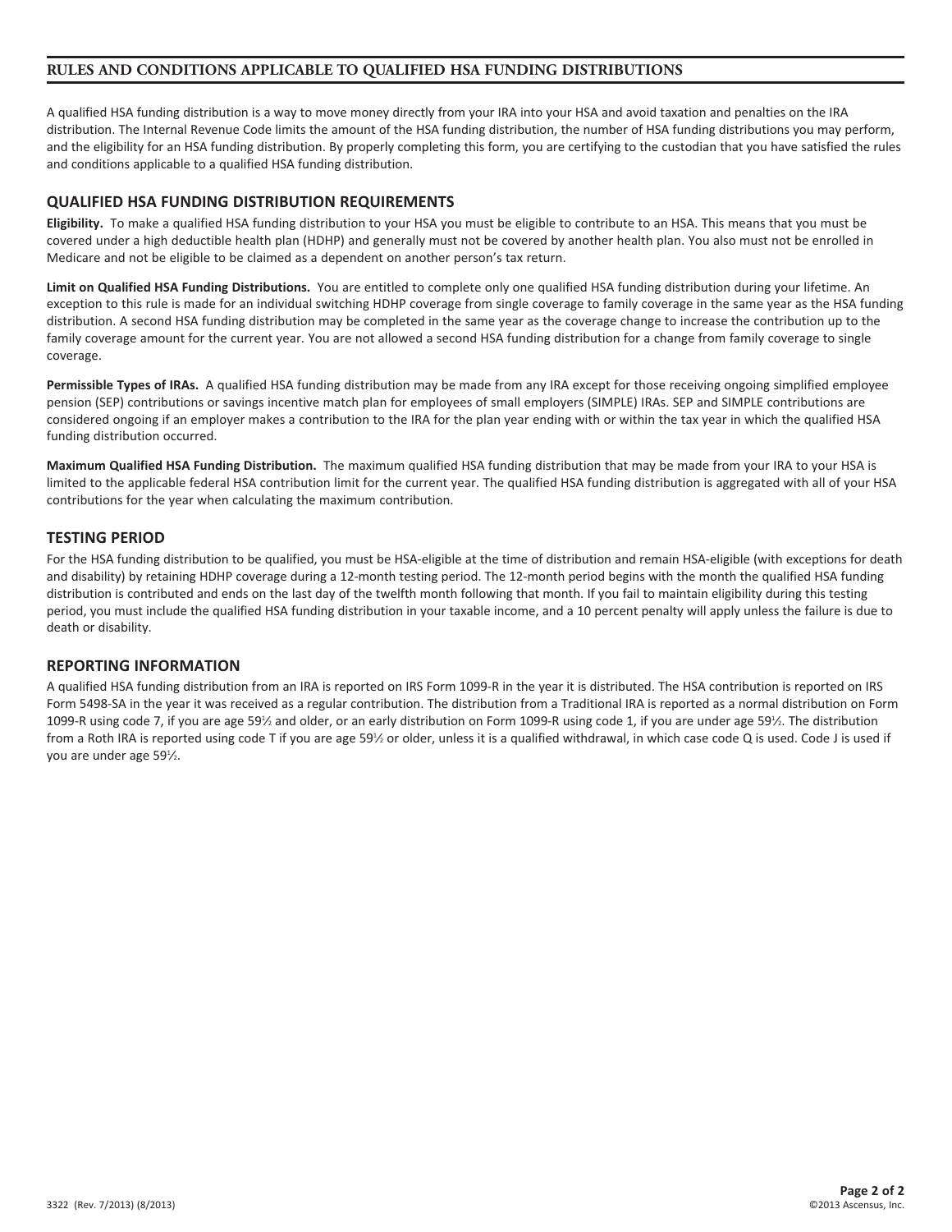## RULES AND CONDITIONS APPLICABLE TO QUALIFIED HSA FUNDING DISTRIBUTIONS

A qualified HSA funding distribution is a way to move money directly from your IRA into your HSA and avoid taxation and penalties on the IRA distribution. The Internal Revenue Code limits the amount of the HSA funding distribution, the number of HSA funding distributions you may perform, and the eligibility for an HSA funding distribution. By properly completing this form, you are certifying to the custodian that you have satisfied the rules and conditions applicable to a qualified HSA funding distribution.

### QUALIFIED HSA FUNDING DISTRIBUTION REQUIREMENTS

**Eligibility.** To make a qualified HSA funding distribution to your HSA you must be eligible to contribute to an HSA. This means that you must be covered under a high deductible health plan (HDHP) and generally must not be covered by another health plan. You also must not be enrolled in Medicare and not be eligible to be claimed as a dependent on another person's tax return.

**Limit on Qualified HSA Funding Distributions.** You are entitled to complete only one qualified HSA funding distribution during your lifetime. An exception to this rule is made for an individual switching HDHP coverage from single coverage to family coverage in the same year as the HSA funding distribution. A second HSA funding distribution may be completed in the same year as the coverage change to increase the contribution up to the family coverage amount for the current year. You are not allowed a second HSA funding distribution for a change from family coverage to single coverage.

**Permissible Types of IRAs.** A qualified HSA funding distribution may be made from any IRA except for those receiving ongoing simplified employee pension (SEP) contributions or savings incentive match plan for employees of small employers (SIMPLE) IRAs. SEP and SIMPLE contributions are considered ongoing if an employer makes a contribution to the IRA for the plan year ending with or within the tax year in which the qualified HSA funding distribution occurred.

**Maximum Qualified HSA Funding Distribution.** The maximum qualified HSA funding distribution that may be made from your IRA to your HSA is limited to the applicable federal HSA contribution limit for the current year. The qualified HSA funding distribution is aggregated with all of your HSA contributions for the year when calculating the maximum contribution.

### TESTING PERIOD

For the HSA funding distribution to be qualified, you must be HSA-eligible at the time of distribution and remain HSA-eligible (with exceptions for death and disability) by retaining HDHP coverage during a 12-month testing period. The 12-month period begins with the month the qualified HSA funding distribution is contributed and ends on the last day of the twelfth month following that month. If you fail to maintain eligibility during this testing period, you must include the qualified HSA funding distribution in your taxable income, and a 10 percent penalty will apply unless the failure is due to death or disability.

### REPORTING INFORMATION

A qualified HSA funding distribution from an IRA is reported on IRS Form 1099-R in the year it is distributed. The HSA contribution is reported on IRS Form 5498-SA in the year it was received as a regular contribution. The distribution from a Traditional IRA is reported as a normal distribution on Form 1099-R using code 7, if you are age 59½ and older, or an early distribution on Form 1099-R using code 1, if you are under age 59½. The distribution from a Roth IRA is reported using code T if you are age 59½ or older, unless it is a qualified withdrawal, in which case code Q is used. Code J is used if you are under age 59½.

3322 (Rev. 7/2013) (8/2013)

©2013 Ascensus, Inc.